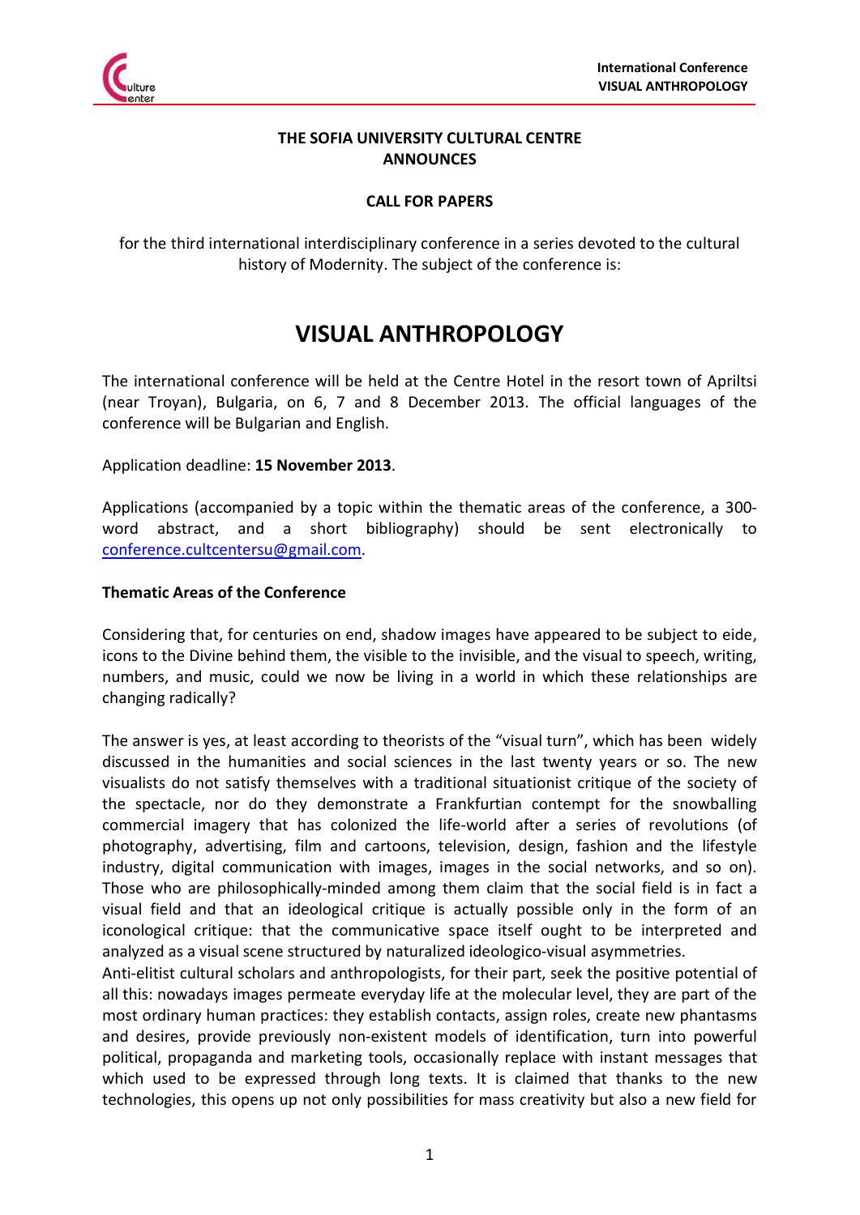**THE SOFIA UNIVERSITY CULTURAL CENTRE**
**ANNOUNCES**

**CALL FOR PAPERS**

for the third international interdisciplinary conference in a series devoted to the cultural history of Modernity. The subject of the conference is:

# VISUAL ANTHROPOLOGY

The international conference will be held at the Centre Hotel in the resort town of Apriltsi (near Troyan), Bulgaria, on 6, 7 and 8 December 2013. The official languages of the conference will be Bulgarian and English.

Application deadline: **15 November 2013**.

Applications (accompanied by a topic within the thematic areas of the conference, a 300-word abstract, and a short bibliography) should be sent electronically to conference.cultcentersu@gmail.com.

**Thematic Areas of the Conference**

Considering that, for centuries on end, shadow images have appeared to be subject to eide, icons to the Divine behind them, the visible to the invisible, and the visual to speech, writing, numbers, and music, could we now be living in a world in which these relationships are changing radically?

The answer is yes, at least according to theorists of the "visual turn", which has been widely discussed in the humanities and social sciences in the last twenty years or so. The new visualists do not satisfy themselves with a traditional situationist critique of the society of the spectacle, nor do they demonstrate a Frankfurtian contempt for the snowballing commercial imagery that has colonized the life-world after a series of revolutions (of photography, advertising, film and cartoons, television, design, fashion and the lifestyle industry, digital communication with images, images in the social networks, and so on). Those who are philosophically-minded among them claim that the social field is in fact a visual field and that an ideological critique is actually possible only in the form of an iconological critique: that the communicative space itself ought to be interpreted and analyzed as a visual scene structured by naturalized ideologico-visual asymmetries.

Anti-elitist cultural scholars and anthropologists, for their part, seek the positive potential of all this: nowadays images permeate everyday life at the molecular level, they are part of the most ordinary human practices: they establish contacts, assign roles, create new phantasms and desires, provide previously non-existent models of identification, turn into powerful political, propaganda and marketing tools, occasionally replace with instant messages that which used to be expressed through long texts. It is claimed that thanks to the new technologies, this opens up not only possibilities for mass creativity but also a new field for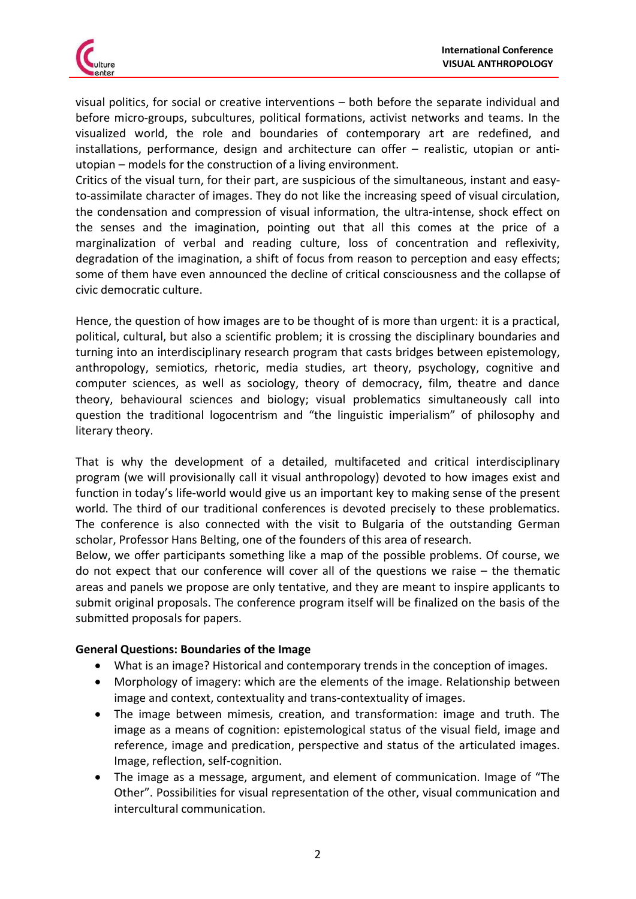visual politics, for social or creative interventions – both before the separate individual and before micro-groups, subcultures, political formations, activist networks and teams. In the visualized world, the role and boundaries of contemporary art are redefined, and installations, performance, design and architecture can offer – realistic, utopian or anti-utopian – models for the construction of a living environment.
Critics of the visual turn, for their part, are suspicious of the simultaneous, instant and easy-to-assimilate character of images. They do not like the increasing speed of visual circulation, the condensation and compression of visual information, the ultra-intense, shock effect on the senses and the imagination, pointing out that all this comes at the price of a marginalization of verbal and reading culture, loss of concentration and reflexivity, degradation of the imagination, a shift of focus from reason to perception and easy effects; some of them have even announced the decline of critical consciousness and the collapse of civic democratic culture.

Hence, the question of how images are to be thought of is more than urgent: it is a practical, political, cultural, but also a scientific problem; it is crossing the disciplinary boundaries and turning into an interdisciplinary research program that casts bridges between epistemology, anthropology, semiotics, rhetoric, media studies, art theory, psychology, cognitive and computer sciences, as well as sociology, theory of democracy, film, theatre and dance theory, behavioural sciences and biology; visual problematics simultaneously call into question the traditional logocentrism and "the linguistic imperialism" of philosophy and literary theory.

That is why the development of a detailed, multifaceted and critical interdisciplinary program (we will provisionally call it visual anthropology) devoted to how images exist and function in today's life-world would give us an important key to making sense of the present world. The third of our traditional conferences is devoted precisely to these problematics. The conference is also connected with the visit to Bulgaria of the outstanding German scholar, Professor Hans Belting, one of the founders of this area of research.
Below, we offer participants something like a map of the possible problems. Of course, we do not expect that our conference will cover all of the questions we raise – the thematic areas and panels we propose are only tentative, and they are meant to inspire applicants to submit original proposals. The conference program itself will be finalized on the basis of the submitted proposals for papers.

**General Questions: Boundaries of the Image**

- What is an image? Historical and contemporary trends in the conception of images.
- Morphology of imagery: which are the elements of the image. Relationship between image and context, contextuality and trans-contextuality of images.
- The image between mimesis, creation, and transformation: image and truth. The image as a means of cognition: epistemological status of the visual field, image and reference, image and predication, perspective and status of the articulated images. Image, reflection, self-cognition.
- The image as a message, argument, and element of communication. Image of "The Other". Possibilities for visual representation of the other, visual communication and intercultural communication.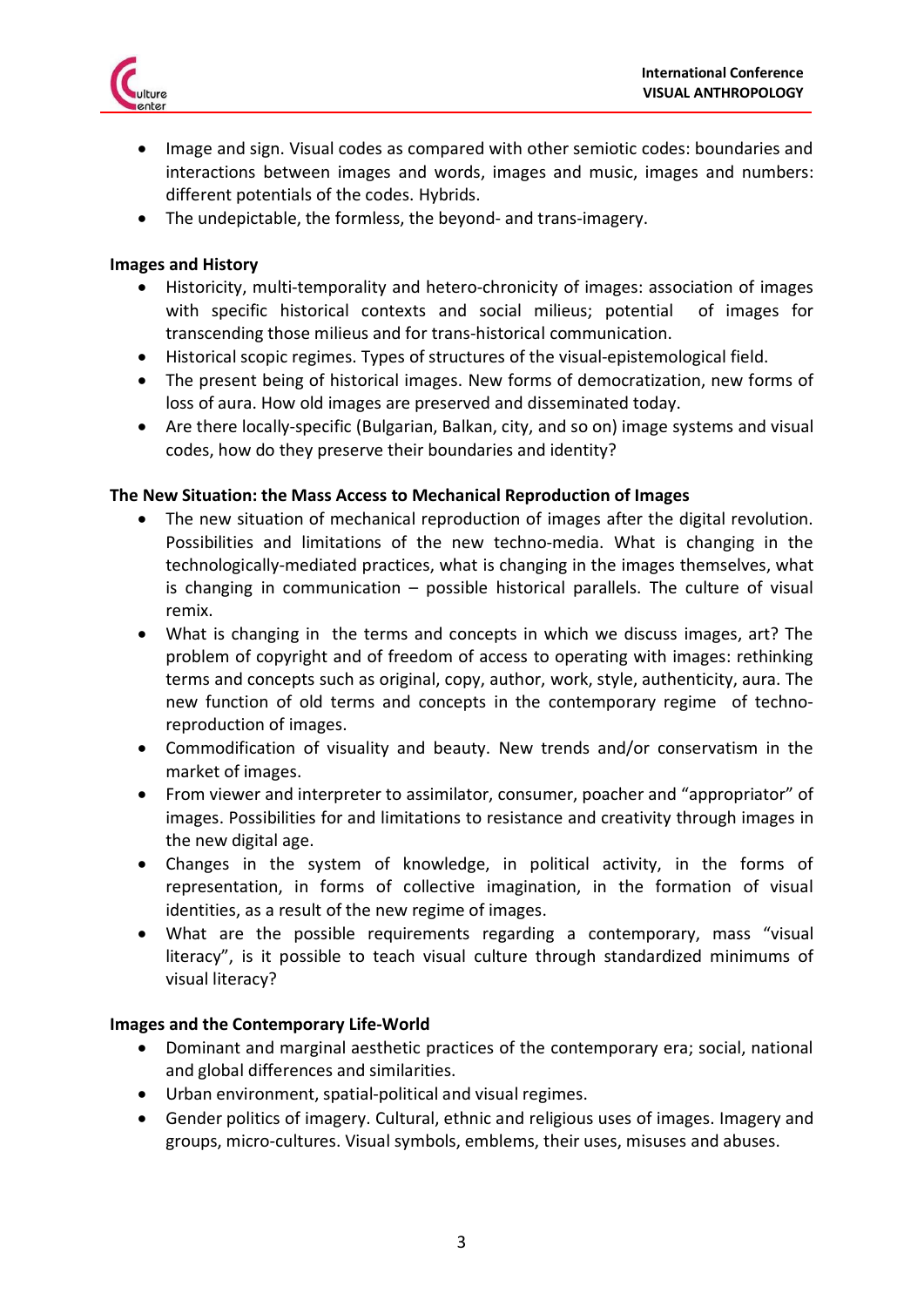- Image and sign. Visual codes as compared with other semiotic codes: boundaries and interactions between images and words, images and music, images and numbers: different potentials of the codes. Hybrids.
- The undepictable, the formless, the beyond- and trans-imagery.

**Images and History**

- Historicity, multi-temporality and hetero-chronicity of images: association of images with specific historical contexts and social milieus; potential of images for transcending those milieus and for trans-historical communication.
- Historical scopic regimes. Types of structures of the visual-epistemological field.
- The present being of historical images. New forms of democratization, new forms of loss of aura. How old images are preserved and disseminated today.
- Are there locally-specific (Bulgarian, Balkan, city, and so on) image systems and visual codes, how do they preserve their boundaries and identity?

**The New Situation: the Mass Access to Mechanical Reproduction of Images**

- The new situation of mechanical reproduction of images after the digital revolution. Possibilities and limitations of the new techno-media. What is changing in the technologically-mediated practices, what is changing in the images themselves, what is changing in communication – possible historical parallels. The culture of visual remix.
- What is changing in the terms and concepts in which we discuss images, art? The problem of copyright and of freedom of access to operating with images: rethinking terms and concepts such as original, copy, author, work, style, authenticity, aura. The new function of old terms and concepts in the contemporary regime of techno-reproduction of images.
- Commodification of visuality and beauty. New trends and/or conservatism in the market of images.
- From viewer and interpreter to assimilator, consumer, poacher and "appropriator" of images. Possibilities for and limitations to resistance and creativity through images in the new digital age.
- Changes in the system of knowledge, in political activity, in the forms of representation, in forms of collective imagination, in the formation of visual identities, as a result of the new regime of images.
- What are the possible requirements regarding a contemporary, mass "visual literacy", is it possible to teach visual culture through standardized minimums of visual literacy?

**Images and the Contemporary Life-World**

- Dominant and marginal aesthetic practices of the contemporary era; social, national and global differences and similarities.
- Urban environment, spatial-political and visual regimes.
- Gender politics of imagery. Cultural, ethnic and religious uses of images. Imagery and groups, micro-cultures. Visual symbols, emblems, their uses, misuses and abuses.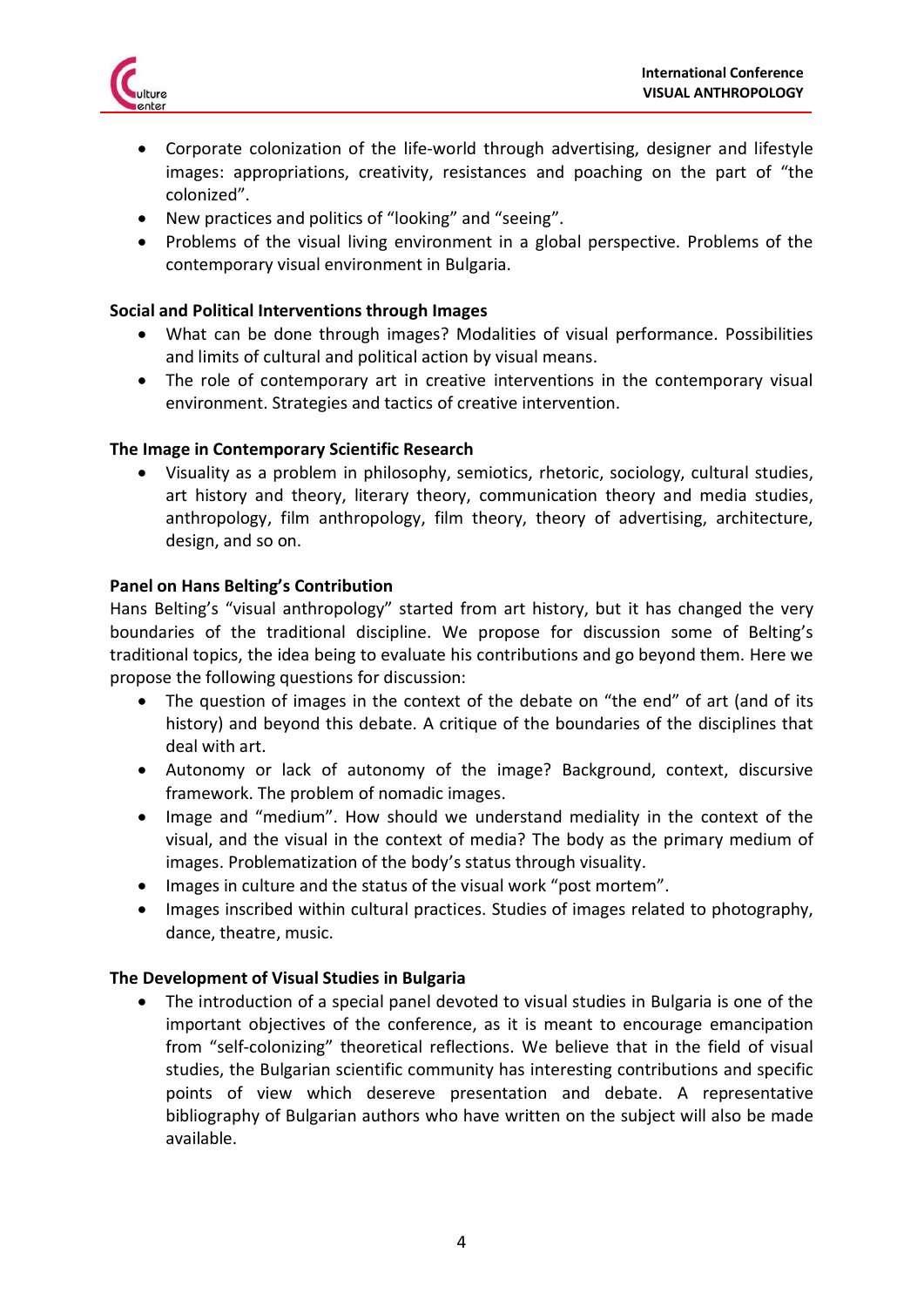- Corporate colonization of the life-world through advertising, designer and lifestyle images: appropriations, creativity, resistances and poaching on the part of “the colonized”.
- New practices and politics of “looking” and “seeing”.
- Problems of the visual living environment in a global perspective. Problems of the contemporary visual environment in Bulgaria.

**Social and Political Interventions through Images**

- What can be done through images? Modalities of visual performance. Possibilities and limits of cultural and political action by visual means.
- The role of contemporary art in creative interventions in the contemporary visual environment. Strategies and tactics of creative intervention.

**The Image in Contemporary Scientific Research**

- Visuality as a problem in philosophy, semiotics, rhetoric, sociology, cultural studies, art history and theory, literary theory, communication theory and media studies, anthropology, film anthropology, film theory, theory of advertising, architecture, design, and so on.

**Panel on Hans Belting’s Contribution**

Hans Belting’s “visual anthropology” started from art history, but it has changed the very boundaries of the traditional discipline. We propose for discussion some of Belting’s traditional topics, the idea being to evaluate his contributions and go beyond them. Here we propose the following questions for discussion:

- The question of images in the context of the debate on “the end” of art (and of its history) and beyond this debate. A critique of the boundaries of the disciplines that deal with art.
- Autonomy or lack of autonomy of the image? Background, context, discursive framework. The problem of nomadic images.
- Image and “medium”. How should we understand mediality in the context of the visual, and the visual in the context of media? The body as the primary medium of images. Problematization of the body’s status through visuality.
- Images in culture and the status of the visual work “post mortem”.
- Images inscribed within cultural practices. Studies of images related to photography, dance, theatre, music.

**The Development of Visual Studies in Bulgaria**

- The introduction of a special panel devoted to visual studies in Bulgaria is one of the important objectives of the conference, as it is meant to encourage emancipation from “self-colonizing” theoretical reflections. We believe that in the field of visual studies, the Bulgarian scientific community has interesting contributions and specific points of view which desereve presentation and debate. A representative bibliography of Bulgarian authors who have written on the subject will also be made available.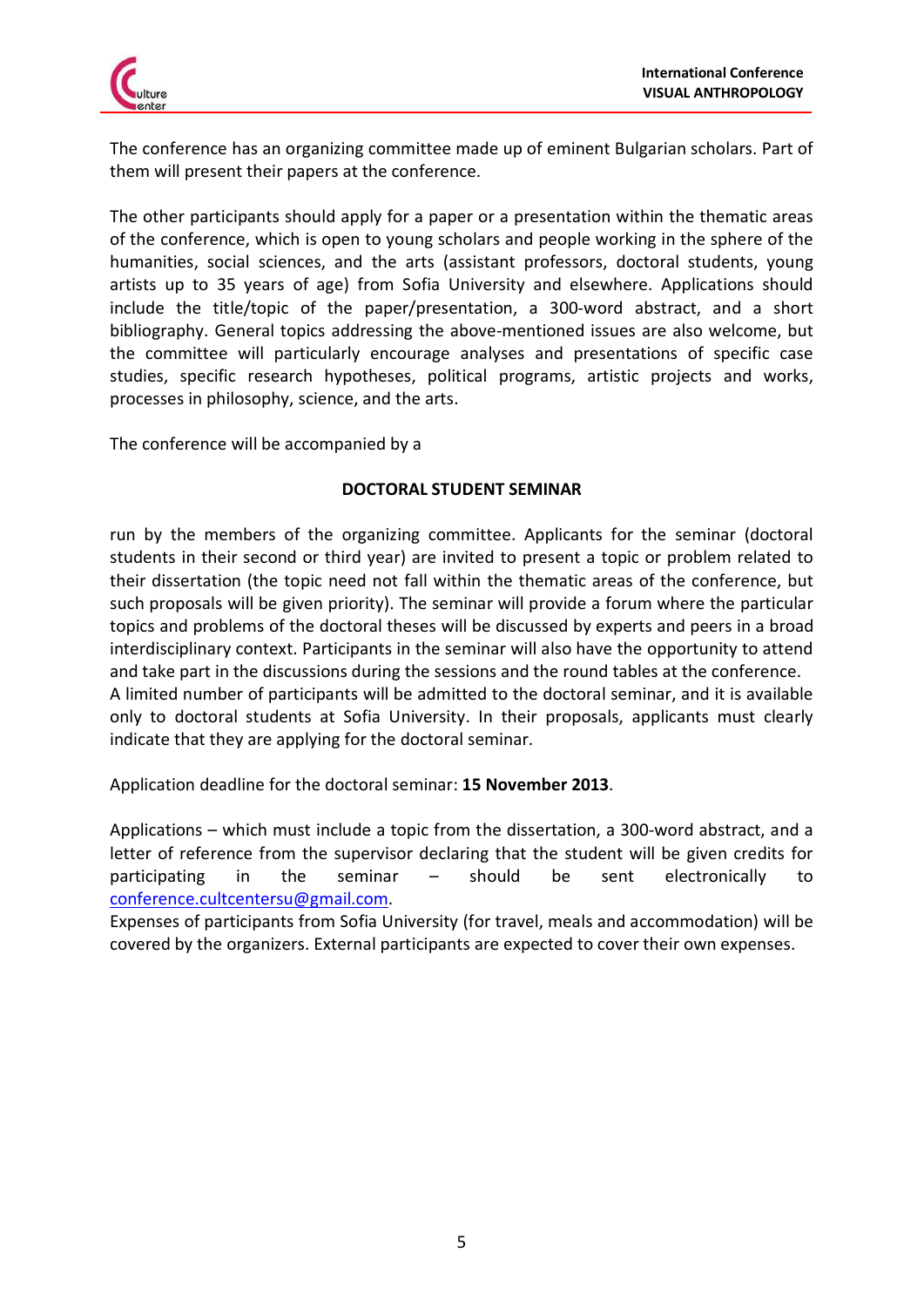The conference has an organizing committee made up of eminent Bulgarian scholars. Part of them will present their papers at the conference.

The other participants should apply for a paper or a presentation within the thematic areas of the conference, which is open to young scholars and people working in the sphere of the humanities, social sciences, and the arts (assistant professors, doctoral students, young artists up to 35 years of age) from Sofia University and elsewhere. Applications should include the title/topic of the paper/presentation, a 300-word abstract, and a short bibliography. General topics addressing the above-mentioned issues are also welcome, but the committee will particularly encourage analyses and presentations of specific case studies, specific research hypotheses, political programs, artistic projects and works, processes in philosophy, science, and the arts.

The conference will be accompanied by a

**DOCTORAL STUDENT SEMINAR**

run by the members of the organizing committee. Applicants for the seminar (doctoral students in their second or third year) are invited to present a topic or problem related to their dissertation (the topic need not fall within the thematic areas of the conference, but such proposals will be given priority). The seminar will provide a forum where the particular topics and problems of the doctoral theses will be discussed by experts and peers in a broad interdisciplinary context. Participants in the seminar will also have the opportunity to attend and take part in the discussions during the sessions and the round tables at the conference.
A limited number of participants will be admitted to the doctoral seminar, and it is available only to doctoral students at Sofia University. In their proposals, applicants must clearly indicate that they are applying for the doctoral seminar.

Application deadline for the doctoral seminar: **15 November 2013**.

Applications – which must include a topic from the dissertation, a 300-word abstract, and a letter of reference from the supervisor declaring that the student will be given credits for participating in the seminar – should be sent electronically to conference.cultcentersu@gmail.com.
Expenses of participants from Sofia University (for travel, meals and accommodation) will be covered by the organizers. External participants are expected to cover their own expenses.